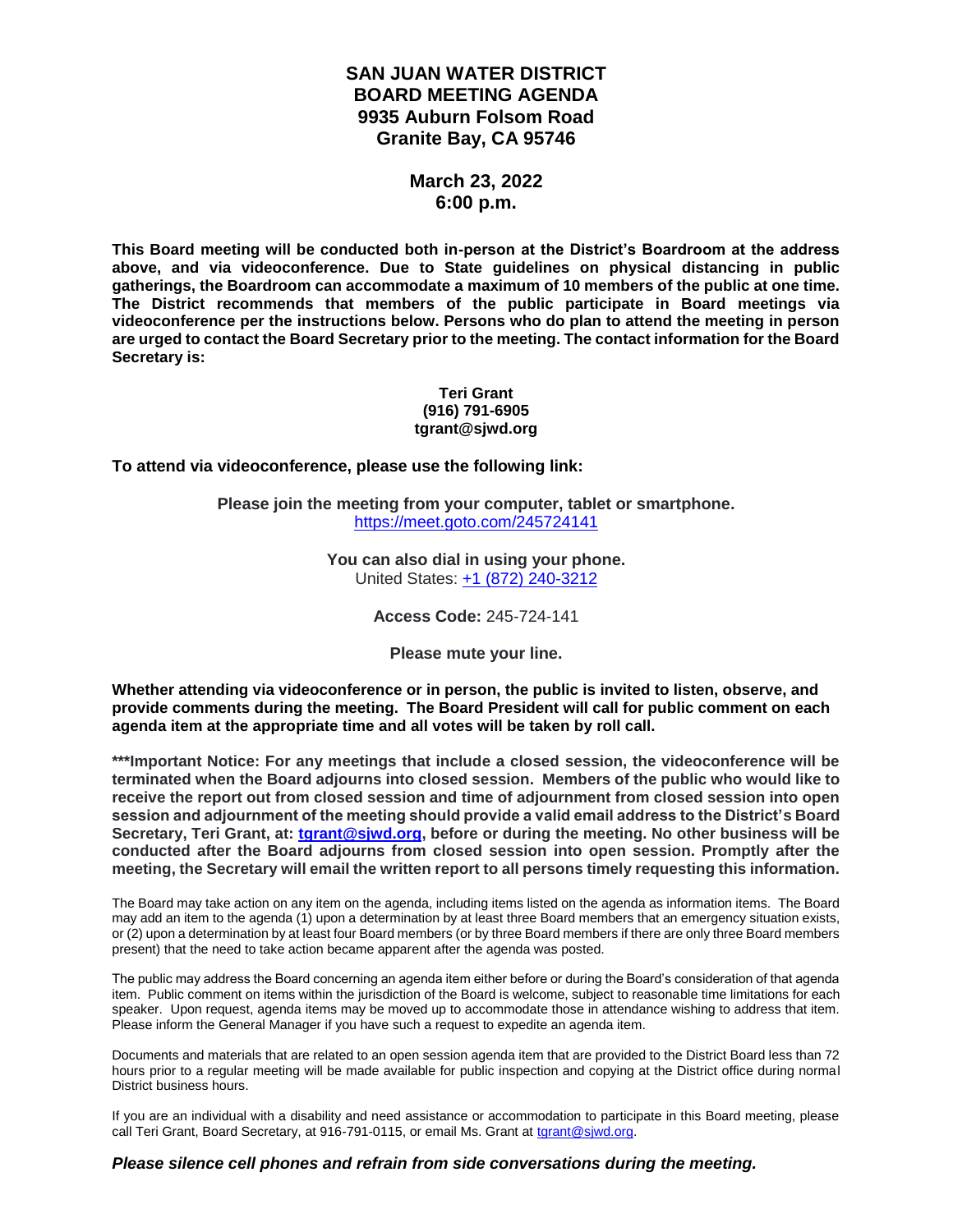# SAN JUAN WATER DISTRICT
# BOARD MEETING AGENDA
# 9935 Auburn Folsom Road
# Granite Bay, CA 95746

## March 23, 2022
## 6:00 p.m.

**This Board meeting will be conducted both in-person at the District's Boardroom at the address above, and via videoconference. Due to State guidelines on physical distancing in public gatherings, the Boardroom can accommodate a maximum of 10 members of the public at one time. The District recommends that members of the public participate in Board meetings via videoconference per the instructions below. Persons who do plan to attend the meeting in person are urged to contact the Board Secretary prior to the meeting. The contact information for the Board Secretary is:**

**Teri Grant**
**(916) 791-6905**
**tgrant@sjwd.org**

**To attend via videoconference, please use the following link:**

**Please join the meeting from your computer, tablet or smartphone.**
https://meet.goto.com/245724141

**You can also dial in using your phone.**
United States: +1 (872) 240-3212

**Access Code:** 245-724-141

**Please mute your line.**

**Whether attending via videoconference or in person, the public is invited to listen, observe, and provide comments during the meeting. The Board President will call for public comment on each agenda item at the appropriate time and all votes will be taken by roll call.**

**\*\*\*Important Notice: For any meetings that include a closed session, the videoconference will be terminated when the Board adjourns into closed session. Members of the public who would like to receive the report out from closed session and time of adjournment from closed session into open session and adjournment of the meeting should provide a valid email address to the District's Board Secretary, Teri Grant, at: tgrant@sjwd.org, before or during the meeting. No other business will be conducted after the Board adjourns from closed session into open session. Promptly after the meeting, the Secretary will email the written report to all persons timely requesting this information.**

The Board may take action on any item on the agenda, including items listed on the agenda as information items. The Board may add an item to the agenda (1) upon a determination by at least three Board members that an emergency situation exists, or (2) upon a determination by at least four Board members (or by three Board members if there are only three Board members present) that the need to take action became apparent after the agenda was posted.

The public may address the Board concerning an agenda item either before or during the Board's consideration of that agenda item. Public comment on items within the jurisdiction of the Board is welcome, subject to reasonable time limitations for each speaker. Upon request, agenda items may be moved up to accommodate those in attendance wishing to address that item. Please inform the General Manager if you have such a request to expedite an agenda item.

Documents and materials that are related to an open session agenda item that are provided to the District Board less than 72 hours prior to a regular meeting will be made available for public inspection and copying at the District office during normal District business hours.

If you are an individual with a disability and need assistance or accommodation to participate in this Board meeting, please call Teri Grant, Board Secretary, at 916-791-0115, or email Ms. Grant at tgrant@sjwd.org.

***Please silence cell phones and refrain from side conversations during the meeting.***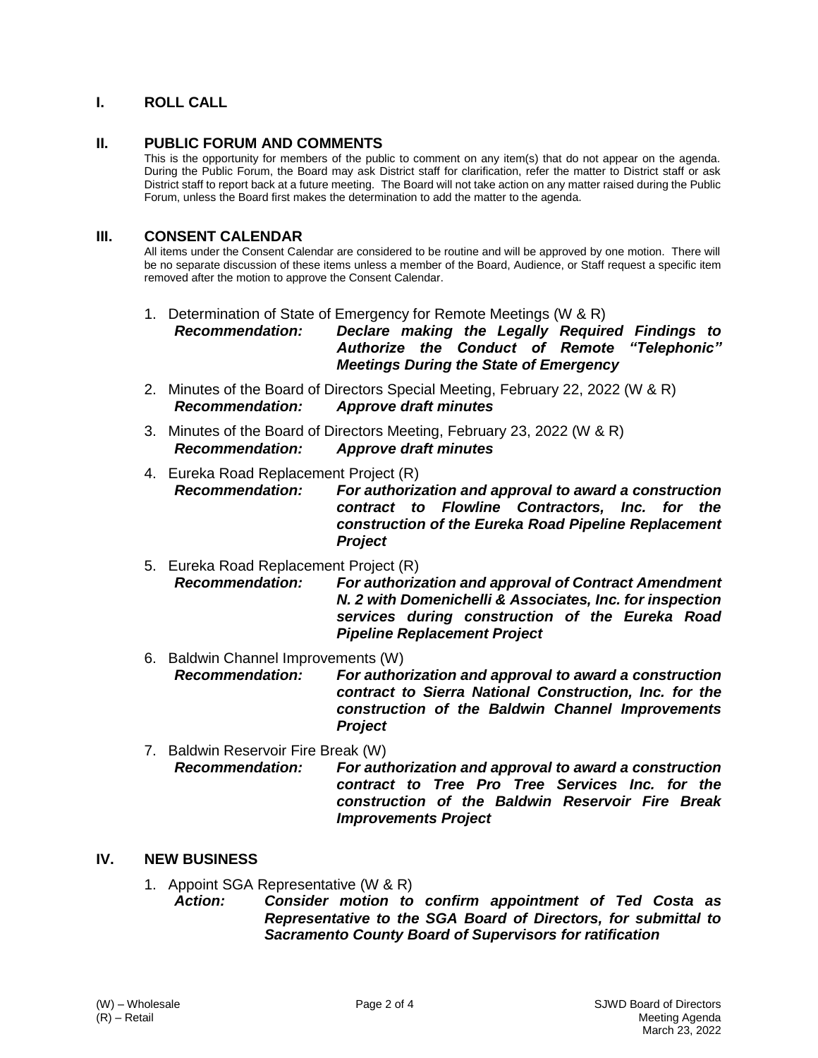## I. ROLL CALL

## II. PUBLIC FORUM AND COMMENTS

This is the opportunity for members of the public to comment on any item(s) that do not appear on the agenda. During the Public Forum, the Board may ask District staff for clarification, refer the matter to District staff or ask District staff to report back at a future meeting. The Board will not take action on any matter raised during the Public Forum, unless the Board first makes the determination to add the matter to the agenda.

## III. CONSENT CALENDAR

All items under the Consent Calendar are considered to be routine and will be approved by one motion. There will be no separate discussion of these items unless a member of the Board, Audience, or Staff request a specific item removed after the motion to approve the Consent Calendar.

1. Determination of State of Emergency for Remote Meetings (W & R)
   ***Recommendation:*** ***Declare making the Legally Required Findings to Authorize the Conduct of Remote "Telephonic" Meetings During the State of Emergency***

2. Minutes of the Board of Directors Special Meeting, February 22, 2022 (W & R)
   ***Recommendation:*** ***Approve draft minutes***

3. Minutes of the Board of Directors Meeting, February 23, 2022 (W & R)
   ***Recommendation:*** ***Approve draft minutes***

4. Eureka Road Replacement Project (R)
   ***Recommendation:*** ***For authorization and approval to award a construction contract to Flowline Contractors, Inc. for the construction of the Eureka Road Pipeline Replacement Project***

5. Eureka Road Replacement Project (R)
   ***Recommendation:*** ***For authorization and approval of Contract Amendment N. 2 with Domenichelli & Associates, Inc. for inspection services during construction of the Eureka Road Pipeline Replacement Project***

6. Baldwin Channel Improvements (W)
   ***Recommendation:*** ***For authorization and approval to award a construction contract to Sierra National Construction, Inc. for the construction of the Baldwin Channel Improvements Project***

7. Baldwin Reservoir Fire Break (W)
   ***Recommendation:*** ***For authorization and approval to award a construction contract to Tree Pro Tree Services Inc. for the construction of the Baldwin Reservoir Fire Break Improvements Project***

## IV. NEW BUSINESS

1. Appoint SGA Representative (W & R)
   ***Action:*** ***Consider motion to confirm appointment of Ted Costa as Representative to the SGA Board of Directors, for submittal to Sacramento County Board of Supervisors for ratification***

(W) – Wholesale
(R) – Retail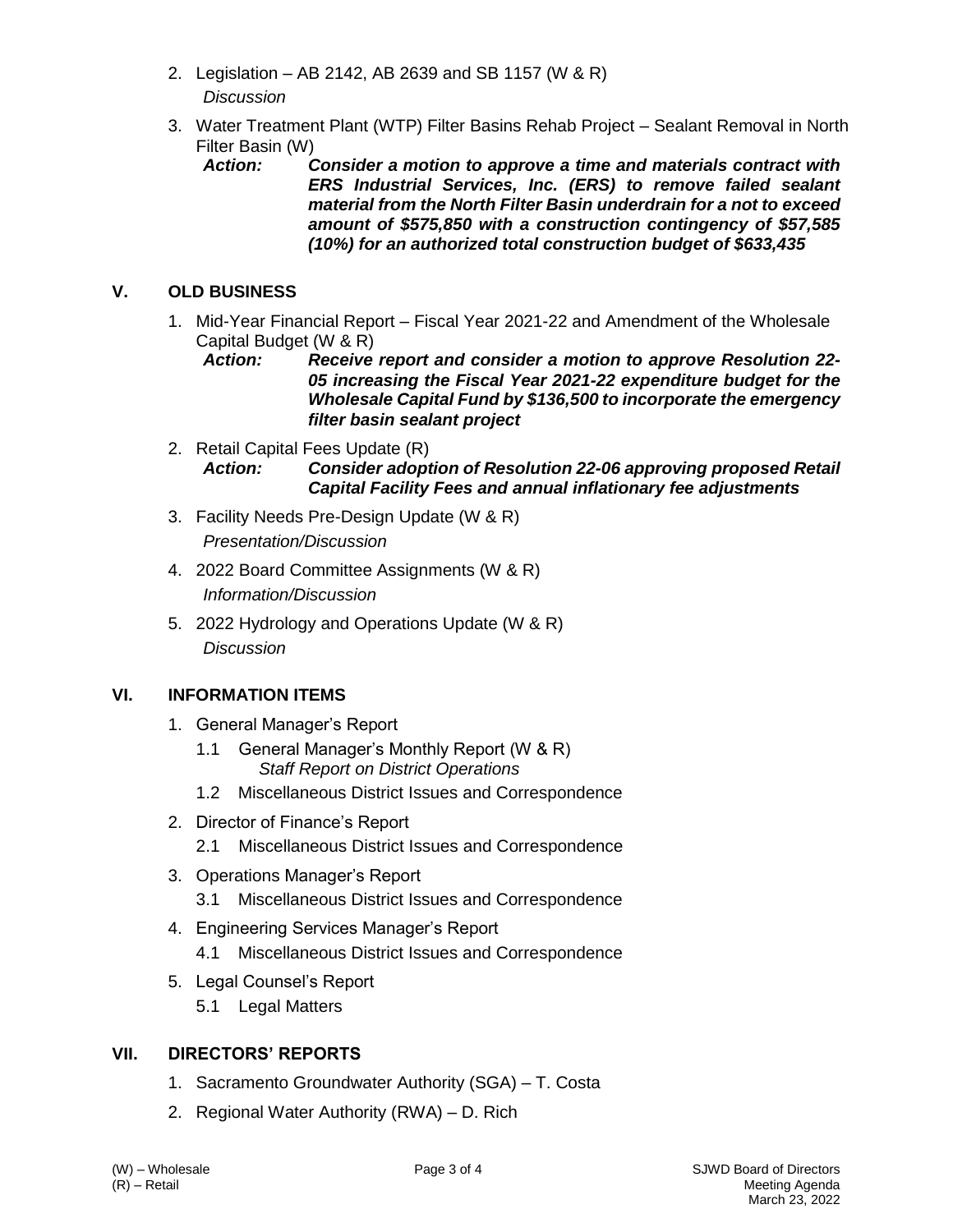2. Legislation – AB 2142, AB 2639 and SB 1157 (W & R)
   *Discussion*

3. Water Treatment Plant (WTP) Filter Basins Rehab Project – Sealant Removal in North Filter Basin (W)
   *Action:* ***Consider a motion to approve a time and materials contract with ERS Industrial Services, Inc. (ERS) to remove failed sealant material from the North Filter Basin underdrain for a not to exceed amount of $575,850 with a construction contingency of $57,585 (10%) for an authorized total construction budget of $633,435***

## V. OLD BUSINESS

1. Mid-Year Financial Report – Fiscal Year 2021-22 and Amendment of the Wholesale Capital Budget (W & R)
   *Action:* ***Receive report and consider a motion to approve Resolution 22-05 increasing the Fiscal Year 2021-22 expenditure budget for the Wholesale Capital Fund by $136,500 to incorporate the emergency filter basin sealant project***

2. Retail Capital Fees Update (R)
   *Action:* ***Consider adoption of Resolution 22-06 approving proposed Retail Capital Facility Fees and annual inflationary fee adjustments***

3. Facility Needs Pre-Design Update (W & R)
   *Presentation/Discussion*

4. 2022 Board Committee Assignments (W & R)
   *Information/Discussion*

5. 2022 Hydrology and Operations Update (W & R)
   *Discussion*

## VI. INFORMATION ITEMS

1. General Manager's Report
   - 1.1 General Manager's Monthly Report (W & R)
     *Staff Report on District Operations*
   - 1.2 Miscellaneous District Issues and Correspondence

2. Director of Finance's Report
   - 2.1 Miscellaneous District Issues and Correspondence

3. Operations Manager's Report
   - 3.1 Miscellaneous District Issues and Correspondence

4. Engineering Services Manager's Report
   - 4.1 Miscellaneous District Issues and Correspondence

5. Legal Counsel's Report
   - 5.1 Legal Matters

## VII. DIRECTORS' REPORTS

1. Sacramento Groundwater Authority (SGA) – T. Costa
2. Regional Water Authority (RWA) – D. Rich

(W) – Wholesale
(R) – Retail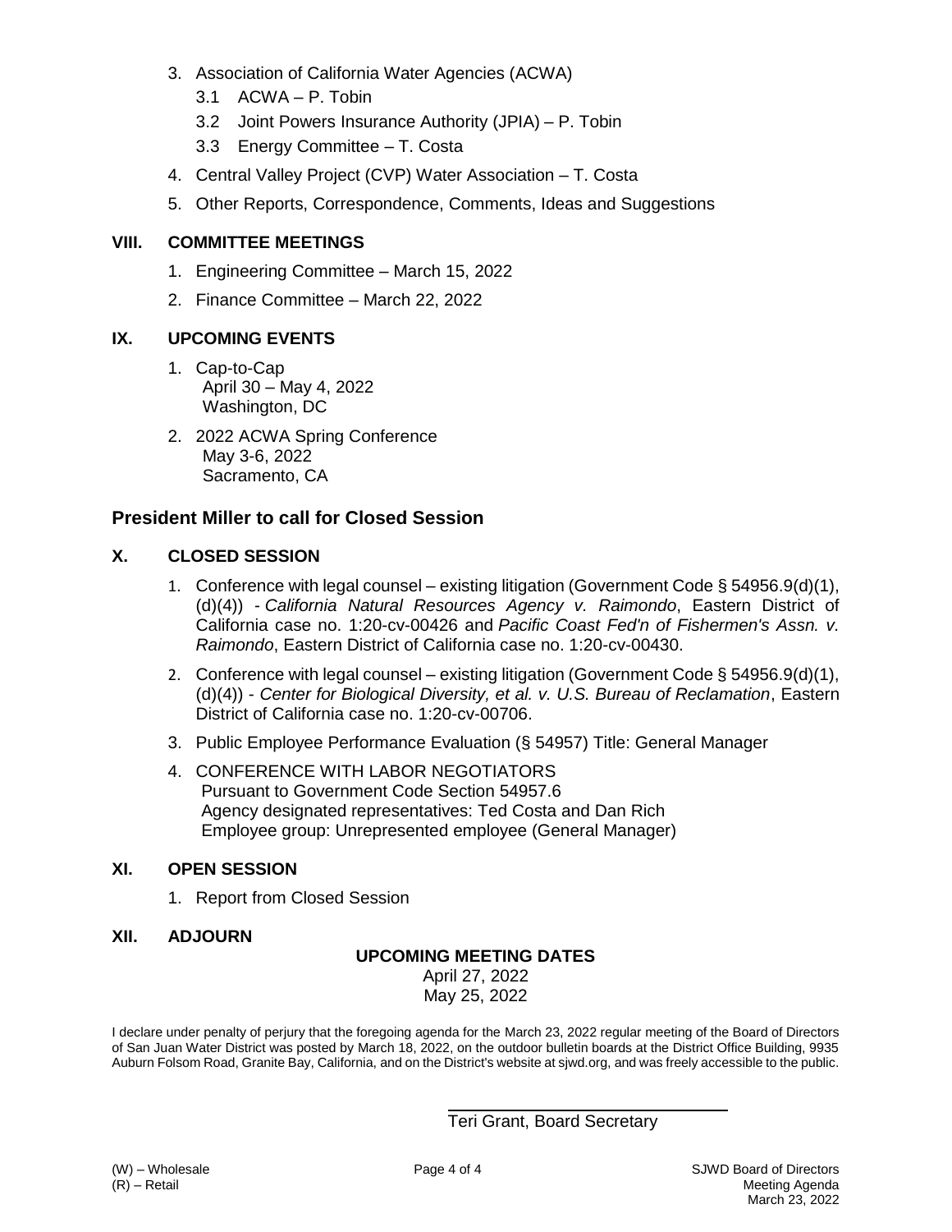3. Association of California Water Agencies (ACWA)
   - 3.1 ACWA – P. Tobin
   - 3.2 Joint Powers Insurance Authority (JPIA) – P. Tobin
   - 3.3 Energy Committee – T. Costa
4. Central Valley Project (CVP) Water Association – T. Costa
5. Other Reports, Correspondence, Comments, Ideas and Suggestions

## VIII. COMMITTEE MEETINGS

1. Engineering Committee – March 15, 2022
2. Finance Committee – March 22, 2022

## IX. UPCOMING EVENTS

1. Cap-to-Cap
   April 30 – May 4, 2022
   Washington, DC
2. 2022 ACWA Spring Conference
   May 3-6, 2022
   Sacramento, CA

## President Miller to call for Closed Session

## X. CLOSED SESSION

1. Conference with legal counsel – existing litigation (Government Code § 54956.9(d)(1), (d)(4)) - *California Natural Resources Agency v. Raimondo*, Eastern District of California case no. 1:20-cv-00426 and *Pacific Coast Fed'n of Fishermen's Assn. v. Raimondo*, Eastern District of California case no. 1:20-cv-00430.
2. Conference with legal counsel – existing litigation (Government Code § 54956.9(d)(1), (d)(4)) - *Center for Biological Diversity, et al. v. U.S. Bureau of Reclamation*, Eastern District of California case no. 1:20-cv-00706.
3. Public Employee Performance Evaluation (§ 54957) Title: General Manager
4. CONFERENCE WITH LABOR NEGOTIATORS
   Pursuant to Government Code Section 54957.6
   Agency designated representatives: Ted Costa and Dan Rich
   Employee group: Unrepresented employee (General Manager)

## XI. OPEN SESSION

1. Report from Closed Session

## XII. ADJOURN

**UPCOMING MEETING DATES**

April 27, 2022
May 25, 2022

I declare under penalty of perjury that the foregoing agenda for the March 23, 2022 regular meeting of the Board of Directors of San Juan Water District was posted by March 18, 2022, on the outdoor bulletin boards at the District Office Building, 9935 Auburn Folsom Road, Granite Bay, California, and on the District's website at sjwd.org, and was freely accessible to the public.

Teri Grant, Board Secretary

(W) – Wholesale
(R) – Retail